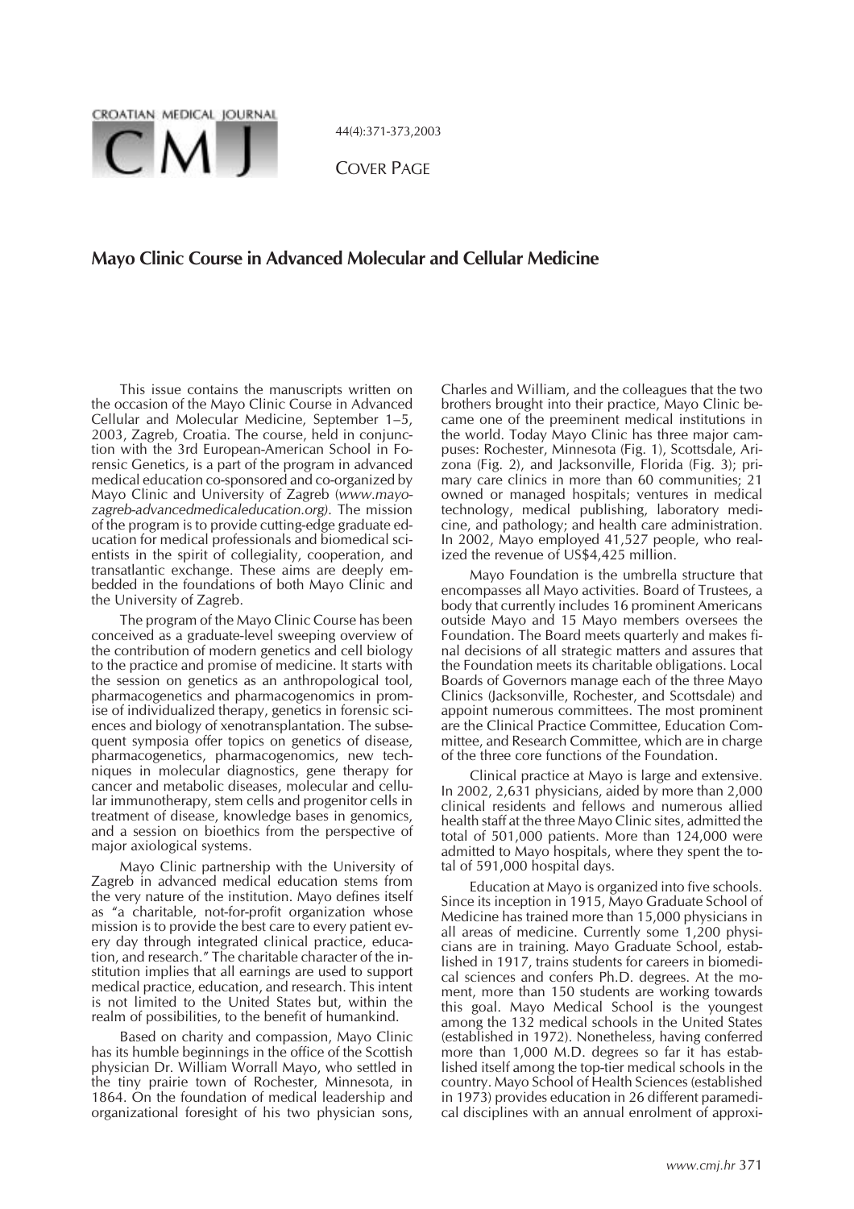COVER PAGE

# Mayo Clinic Course in Advanced Molecular and Cellular Medicine

This issue contains the manuscripts written on the occasion of the Mayo Clinic Course in Advanced Cellular and Molecular Medicine, September 1–5, 2003, Zagreb, Croatia. The course, held in conjunction with the 3rd European-American School in Forensic Genetics, is a part of the program in advanced medical education co-sponsored and co-organized by Mayo Clinic and University of Zagreb (*www.mayo-zagreb-advancedmedicaleducation.org*). The mission of the program is to provide cutting-edge graduate education for medical professionals and biomedical scientists in the spirit of collegiality, cooperation, and transatlantic exchange. These aims are deeply embedded in the foundations of both Mayo Clinic and the University of Zagreb.

The program of the Mayo Clinic Course has been conceived as a graduate-level sweeping overview of the contribution of modern genetics and cell biology to the practice and promise of medicine. It starts with the session on genetics as an anthropological tool, pharmacogenetics and pharmacogenomics in promise of individualized therapy, genetics in forensic sciences and biology of xenotransplantation. The subsequent symposia offer topics on genetics of disease, pharmacogenetics, pharmacogenomics, new techniques in molecular diagnostics, gene therapy for cancer and metabolic diseases, molecular and cellular immunotherapy, stem cells and progenitor cells in treatment of disease, knowledge bases in genomics, and a session on bioethics from the perspective of major axiological systems.

Mayo Clinic partnership with the University of Zagreb in advanced medical education stems from the very nature of the institution. Mayo defines itself as "a charitable, not-for-profit organization whose mission is to provide the best care to every patient every day through integrated clinical practice, education, and research." The charitable character of the institution implies that all earnings are used to support medical practice, education, and research. This intent is not limited to the United States but, within the realm of possibilities, to the benefit of humankind.

Based on charity and compassion, Mayo Clinic has its humble beginnings in the office of the Scottish physician Dr. William Worrall Mayo, who settled in the tiny prairie town of Rochester, Minnesota, in 1864. On the foundation of medical leadership and organizational foresight of his two physician sons, Charles and William, and the colleagues that the two brothers brought into their practice, Mayo Clinic became one of the preeminent medical institutions in the world. Today Mayo Clinic has three major campuses: Rochester, Minnesota (Fig. 1), Scottsdale, Arizona (Fig. 2), and Jacksonville, Florida (Fig. 3); primary care clinics in more than 60 communities; 21 owned or managed hospitals; ventures in medical technology, medical publishing, laboratory medicine, and pathology; and health care administration. In 2002, Mayo employed 41,527 people, who realized the revenue of US$4,425 million.

Mayo Foundation is the umbrella structure that encompasses all Mayo activities. Board of Trustees, a body that currently includes 16 prominent Americans outside Mayo and 15 Mayo members oversees the Foundation. The Board meets quarterly and makes final decisions of all strategic matters and assures that the Foundation meets its charitable obligations. Local Boards of Governors manage each of the three Mayo Clinics (Jacksonville, Rochester, and Scottsdale) and appoint numerous committees. The most prominent are the Clinical Practice Committee, Education Committee, and Research Committee, which are in charge of the three core functions of the Foundation.

Clinical practice at Mayo is large and extensive. In 2002, 2,631 physicians, aided by more than 2,000 clinical residents and fellows and numerous allied health staff at the three Mayo Clinic sites, admitted the total of 501,000 patients. More than 124,000 were admitted to Mayo hospitals, where they spent the total of 591,000 hospital days.

Education at Mayo is organized into five schools. Since its inception in 1915, Mayo Graduate School of Medicine has trained more than 15,000 physicians in all areas of medicine. Currently some 1,200 physicians are in training. Mayo Graduate School, established in 1917, trains students for careers in biomedical sciences and confers Ph.D. degrees. At the moment, more than 150 students are working towards this goal. Mayo Medical School is the youngest among the 132 medical schools in the United States (established in 1972). Nonetheless, having conferred more than 1,000 M.D. degrees so far it has established itself among the top-tier medical schools in the country. Mayo School of Health Sciences (established in 1973) provides education in 26 different paramedical disciplines with an annual enrolment of approxi-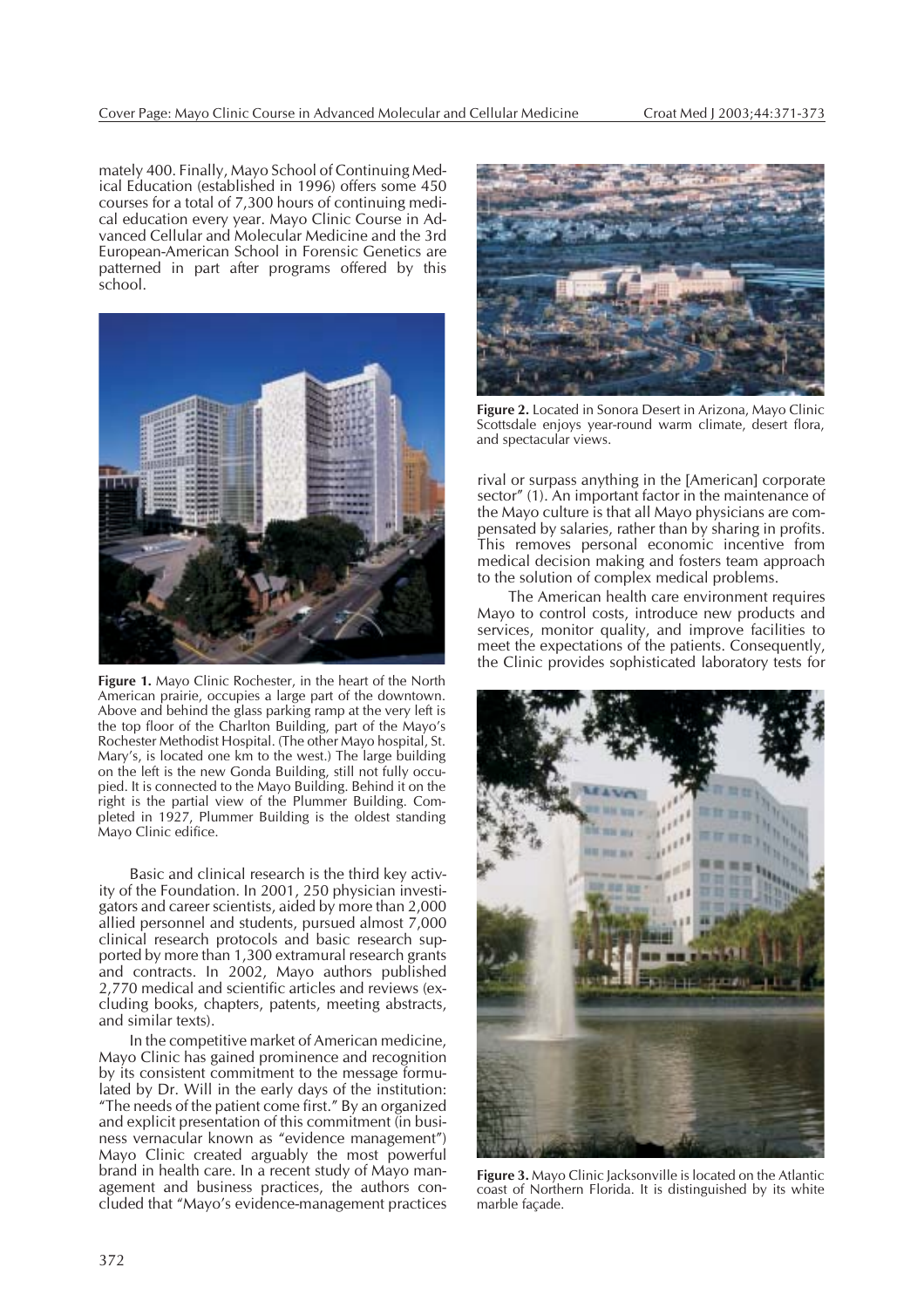mately 400. Finally, Mayo School of Continuing Medical Education (established in 1996) offers some 450 courses for a total of 7,300 hours of continuing medical education every year. Mayo Clinic Course in Advanced Cellular and Molecular Medicine and the 3rd European-American School in Forensic Genetics are patterned in part after programs offered by this school.

**Figure 1.** Mayo Clinic Rochester, in the heart of the North American prairie, occupies a large part of the downtown. Above and behind the glass parking ramp at the very left is the top floor of the Charlton Building, part of the Mayo's Rochester Methodist Hospital. (The other Mayo hospital, St. Mary's, is located one km to the west.) The large building on the left is the new Gonda Building, still not fully occupied. It is connected to the Mayo Building. Behind it on the right is the partial view of the Plummer Building. Completed in 1927, Plummer Building is the oldest standing Mayo Clinic edifice.

Basic and clinical research is the third key activity of the Foundation. In 2001, 250 physician investigators and career scientists, aided by more than 2,000 allied personnel and students, pursued almost 7,000 clinical research protocols and basic research supported by more than 1,300 extramural research grants and contracts. In 2002, Mayo authors published 2,770 medical and scientific articles and reviews (excluding books, chapters, patents, meeting abstracts, and similar texts).

In the competitive market of American medicine, Mayo Clinic has gained prominence and recognition by its consistent commitment to the message formulated by Dr. Will in the early days of the institution: "The needs of the patient come first." By an organized and explicit presentation of this commitment (in business vernacular known as "evidence management") Mayo Clinic created arguably the most powerful brand in health care. In a recent study of Mayo management and business practices, the authors concluded that "Mayo's evidence-management practices rival or surpass anything in the [American] corporate sector" (1). An important factor in the maintenance of the Mayo culture is that all Mayo physicians are compensated by salaries, rather than by sharing in profits. This removes personal economic incentive from medical decision making and fosters team approach to the solution of complex medical problems.

**Figure 2.** Located in Sonora Desert in Arizona, Mayo Clinic Scottsdale enjoys year-round warm climate, desert flora, and spectacular views.

The American health care environment requires Mayo to control costs, introduce new products and services, monitor quality, and improve facilities to meet the expectations of the patients. Consequently, the Clinic provides sophisticated laboratory tests for

**Figure 3.** Mayo Clinic Jacksonville is located on the Atlantic coast of Northern Florida. It is distinguished by its white marble façade.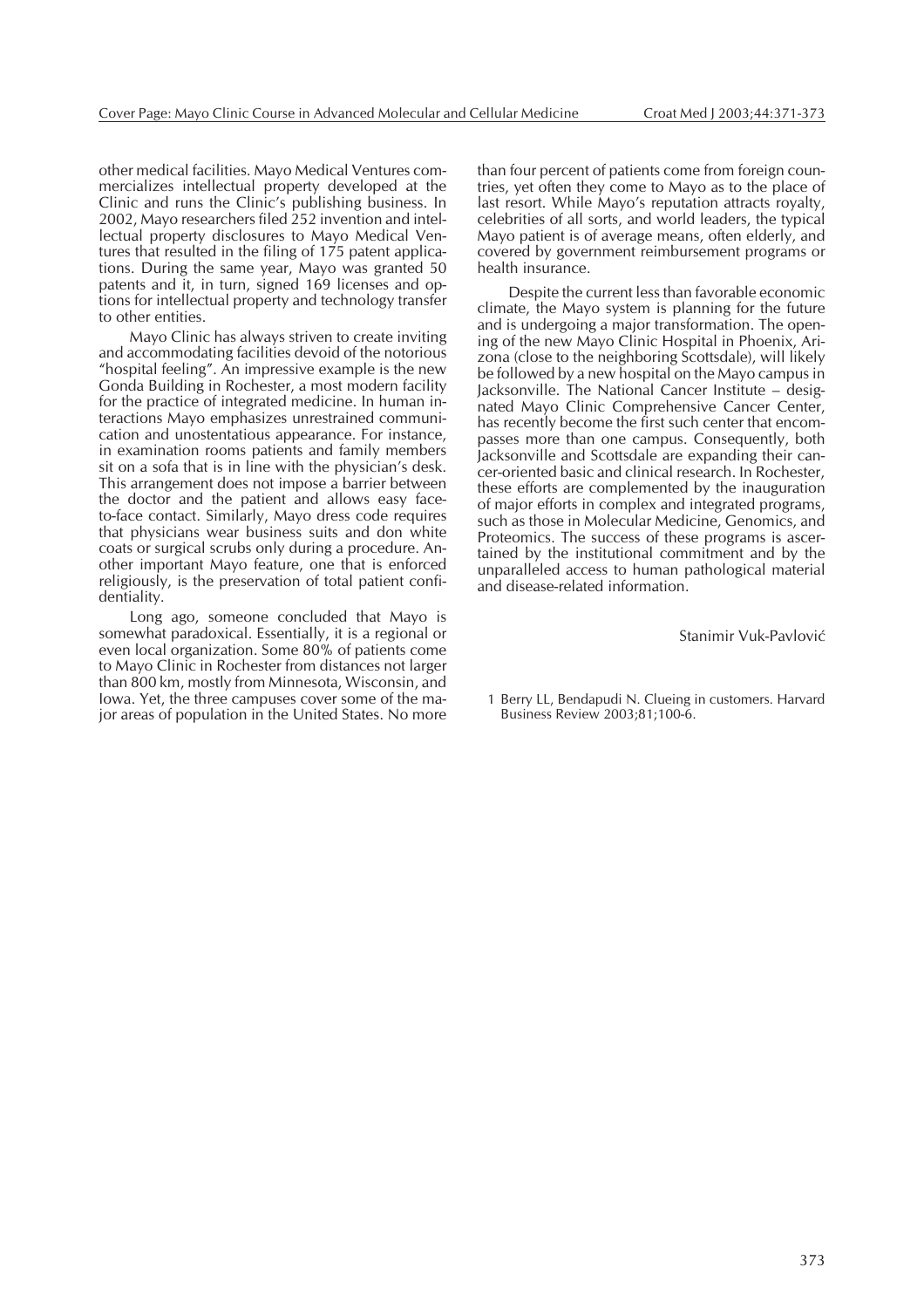other medical facilities. Mayo Medical Ventures commercializes intellectual property developed at the Clinic and runs the Clinic's publishing business. In 2002, Mayo researchers filed 252 invention and intellectual property disclosures to Mayo Medical Ventures that resulted in the filing of 175 patent applications. During the same year, Mayo was granted 50 patents and it, in turn, signed 169 licenses and options for intellectual property and technology transfer to other entities.

Mayo Clinic has always striven to create inviting and accommodating facilities devoid of the notorious "hospital feeling". An impressive example is the new Gonda Building in Rochester, a most modern facility for the practice of integrated medicine. In human interactions Mayo emphasizes unrestrained communication and unostentatious appearance. For instance, in examination rooms patients and family members sit on a sofa that is in line with the physician's desk. This arrangement does not impose a barrier between the doctor and the patient and allows easy face-to-face contact. Similarly, Mayo dress code requires that physicians wear business suits and don white coats or surgical scrubs only during a procedure. Another important Mayo feature, one that is enforced religiously, is the preservation of total patient confidentiality.

Long ago, someone concluded that Mayo is somewhat paradoxical. Essentially, it is a regional or even local organization. Some 80% of patients come to Mayo Clinic in Rochester from distances not larger than 800 km, mostly from Minnesota, Wisconsin, and Iowa. Yet, the three campuses cover some of the major areas of population in the United States. No more than four percent of patients come from foreign countries, yet often they come to Mayo as to the place of last resort. While Mayo's reputation attracts royalty, celebrities of all sorts, and world leaders, the typical Mayo patient is of average means, often elderly, and covered by government reimbursement programs or health insurance.

Despite the current less than favorable economic climate, the Mayo system is planning for the future and is undergoing a major transformation. The opening of the new Mayo Clinic Hospital in Phoenix, Arizona (close to the neighboring Scottsdale), will likely be followed by a new hospital on the Mayo campus in Jacksonville. The National Cancer Institute – designated Mayo Clinic Comprehensive Cancer Center, has recently become the first such center that encompasses more than one campus. Consequently, both Jacksonville and Scottsdale are expanding their cancer-oriented basic and clinical research. In Rochester, these efforts are complemented by the inauguration of major efforts in complex and integrated programs, such as those in Molecular Medicine, Genomics, and Proteomics. The success of these programs is ascertained by the institutional commitment and by the unparalleled access to human pathological material and disease-related information.

Stanimir Vuk-Pavlović

1 Berry LL, Bendapudi N. Clueing in customers. Harvard Business Review 2003;81;100-6.